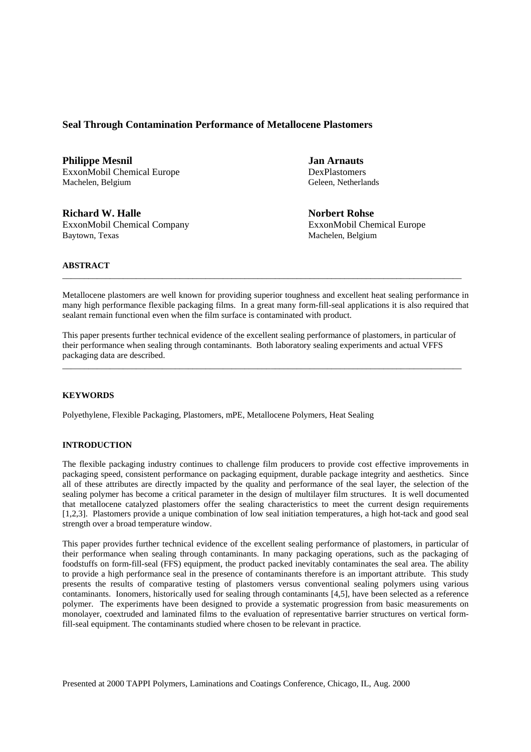# Seal Through Contamination Performance of Metallocene Plastomers

**Philippe Mesnil**
ExxonMobil Chemical Europe
Machelen, Belgium

**Jan Arnauts**
DexPlastomers
Geleen, Netherlands

**Richard W. Halle**
ExxonMobil Chemical Company
Baytown, Texas

**Norbert Rohse**
ExxonMobil Chemical Europe
Machelen, Belgium

## ABSTRACT

Metallocene plastomers are well known for providing superior toughness and excellent heat sealing performance in many high performance flexible packaging films. In a great many form-fill-seal applications it is also required that sealant remain functional even when the film surface is contaminated with product.

This paper presents further technical evidence of the excellent sealing performance of plastomers, in particular of their performance when sealing through contaminants. Both laboratory sealing experiments and actual VFFS packaging data are described.

## KEYWORDS

Polyethylene, Flexible Packaging, Plastomers, mPE, Metallocene Polymers, Heat Sealing

## INTRODUCTION

The flexible packaging industry continues to challenge film producers to provide cost effective improvements in packaging speed, consistent performance on packaging equipment, durable package integrity and aesthetics. Since all of these attributes are directly impacted by the quality and performance of the seal layer, the selection of the sealing polymer has become a critical parameter in the design of multilayer film structures. It is well documented that metallocene catalyzed plastomers offer the sealing characteristics to meet the current design requirements [1,2,3]. Plastomers provide a unique combination of low seal initiation temperatures, a high hot-tack and good seal strength over a broad temperature window.

This paper provides further technical evidence of the excellent sealing performance of plastomers, in particular of their performance when sealing through contaminants. In many packaging operations, such as the packaging of foodstuffs on form-fill-seal (FFS) equipment, the product packed inevitably contaminates the seal area. The ability to provide a high performance seal in the presence of contaminants therefore is an important attribute. This study presents the results of comparative testing of plastomers versus conventional sealing polymers using various contaminants. Ionomers, historically used for sealing through contaminants [4,5], have been selected as a reference polymer. The experiments have been designed to provide a systematic progression from basic measurements on monolayer, coextruded and laminated films to the evaluation of representative barrier structures on vertical form-fill-seal equipment. The contaminants studied where chosen to be relevant in practice.

Presented at 2000 TAPPI Polymers, Laminations and Coatings Conference, Chicago, IL, Aug. 2000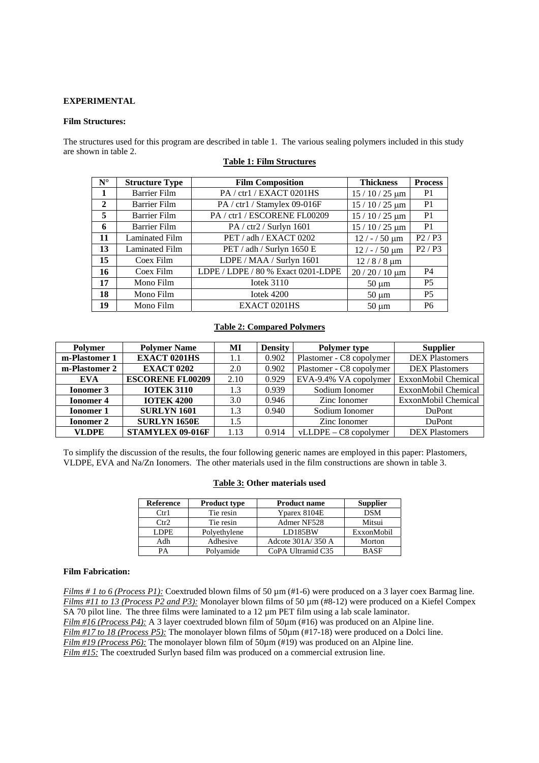**EXPERIMENTAL**

**Film Structures:**

The structures used for this program are described in table 1. The various sealing polymers included in this study are shown in table 2.

**Table 1: Film Structures**

| N° | Structure Type | Film Composition | Thickness | Process |
|---|---|---|---|---|
| **1** | Barrier Film | PA / ctr1 / EXACT 0201HS | 15 / 10 / 25 μm | P1 |
| **2** | Barrier Film | PA / ctr1 / Stamylex 09-016F | 15 / 10 / 25 μm | P1 |
| **5** | Barrier Film | PA / ctr1 / ESCORENE FL00209 | 15 / 10 / 25 μm | P1 |
| **6** | Barrier Film | PA / ctr2 / Surlyn 1601 | 15 / 10 / 25 μm | P1 |
| **11** | Laminated Film | PET / adh / EXACT 0202 | 12 / - / 50 μm | P2 / P3 |
| **13** | Laminated Film | PET / adh / Surlyn 1650 E | 12 / - / 50 μm | P2 / P3 |
| **15** | Coex Film | LDPE / MAA / Surlyn 1601 | 12 / 8 / 8 μm | |
| **16** | Coex Film | LDPE / LDPE / 80 % Exact 0201-LDPE | 20 / 20 / 10 μm | P4 |
| **17** | Mono Film | Iotek 3110 | 50 μm | P5 |
| **18** | Mono Film | Iotek 4200 | 50 μm | P5 |
| **19** | Mono Film | EXACT 0201HS | 50 μm | P6 |

**Table 2: Compared Polymers**

| Polymer | Polymer Name | MI | Density | Polymer type | Supplier |
|---|---|---|---|---|---|
| **m-Plastomer 1** | **EXACT 0201HS** | 1.1 | 0.902 | Plastomer - C8 copolymer | DEX Plastomers |
| **m-Plastomer 2** | **EXACT 0202** | 2.0 | 0.902 | Plastomer - C8 copolymer | DEX Plastomers |
| **EVA** | **ESCORENE FL00209** | 2.10 | 0.929 | EVA-9.4% VA copolymer | ExxonMobil Chemical |
| **Ionomer 3** | **IOTEK 3110** | 1.3 | 0.939 | Sodium Ionomer | ExxonMobil Chemical |
| **Ionomer 4** | **IOTEK 4200** | 3.0 | 0.946 | Zinc Ionomer | ExxonMobil Chemical |
| **Ionomer 1** | **SURLYN 1601** | 1.3 | 0.940 | Sodium Ionomer | DuPont |
| **Ionomer 2** | **SURLYN 1650E** | 1.5 | | Zinc Ionomer | DuPont |
| **VLDPE** | **STAMYLEX 09-016F** | 1.13 | 0.914 | vLLDPE – C8 copolymer | DEX Plastomers |

To simplify the discussion of the results, the four following generic names are employed in this paper: Plastomers, VLDPE, EVA and Na/Zn Ionomers. The other materials used in the film constructions are shown in table 3.

**Table 3: Other materials used**

| Reference | Product type | Product name | Supplier |
|---|---|---|---|
| Ctr1 | Tie resin | Yparex 8104E | DSM |
| Ctr2 | Tie resin | Admer NF528 | Mitsui |
| LDPE | Polyethylene | LD185BW | ExxonMobil |
| Adh | Adhesive | Adcote 301A/ 350 A | Morton |
| PA | Polyamide | CoPA Ultramid C35 | BASF |

**Film Fabrication:**

*Films # 1 to 6 (Process P1):* Coextruded blown films of 50 µm (#1-6) were produced on a 3 layer coex Barmag line.
*Films #11 to 13 (Process P2 and P3):* Monolayer blown films of 50 µm (#8-12) were produced on a Kiefel Compex SA 70 pilot line. The three films were laminated to a 12 µm PET film using a lab scale laminator.
*Film #16 (Process P4):* A 3 layer coextruded blown film of 50µm (#16) was produced on an Alpine line.
*Film #17 to 18 (Process P5):* The monolayer blown films of 50µm (#17-18) were produced on a Dolci line.
*Film #19 (Process P6):* The monolayer blown film of 50µm (#19) was produced on an Alpine line.
*Film #15:* The coextruded Surlyn based film was produced on a commercial extrusion line.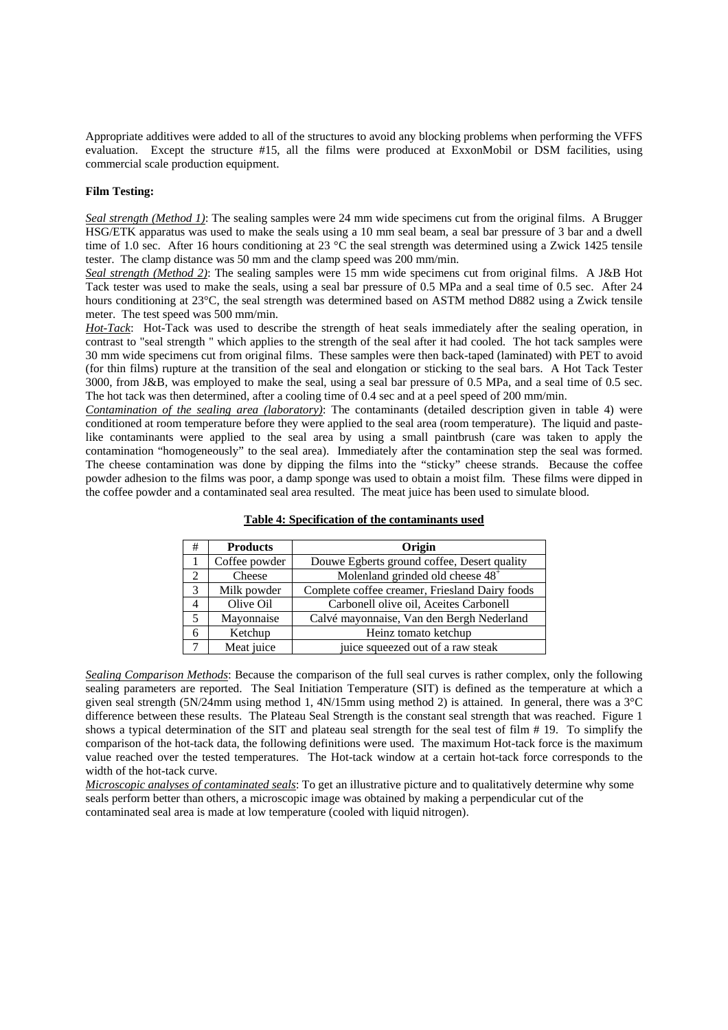Appropriate additives were added to all of the structures to avoid any blocking problems when performing the VFFS evaluation. Except the structure #15, all the films were produced at ExxonMobil or DSM facilities, using commercial scale production equipment.

**Film Testing:**

*Seal strength (Method 1)*: The sealing samples were 24 mm wide specimens cut from the original films. A Brugger HSG/ETK apparatus was used to make the seals using a 10 mm seal beam, a seal bar pressure of 3 bar and a dwell time of 1.0 sec. After 16 hours conditioning at 23 °C the seal strength was determined using a Zwick 1425 tensile tester. The clamp distance was 50 mm and the clamp speed was 200 mm/min.

*Seal strength (Method 2)*: The sealing samples were 15 mm wide specimens cut from original films. A J&B Hot Tack tester was used to make the seals, using a seal bar pressure of 0.5 MPa and a seal time of 0.5 sec. After 24 hours conditioning at 23°C, the seal strength was determined based on ASTM method D882 using a Zwick tensile meter. The test speed was 500 mm/min.

*Hot-Tack*: Hot-Tack was used to describe the strength of heat seals immediately after the sealing operation, in contrast to "seal strength " which applies to the strength of the seal after it had cooled. The hot tack samples were 30 mm wide specimens cut from original films. These samples were then back-taped (laminated) with PET to avoid (for thin films) rupture at the transition of the seal and elongation or sticking to the seal bars. A Hot Tack Tester 3000, from J&B, was employed to make the seal, using a seal bar pressure of 0.5 MPa, and a seal time of 0.5 sec. The hot tack was then determined, after a cooling time of 0.4 sec and at a peel speed of 200 mm/min.

*Contamination of the sealing area (laboratory)*: The contaminants (detailed description given in table 4) were conditioned at room temperature before they were applied to the seal area (room temperature). The liquid and paste-like contaminants were applied to the seal area by using a small paintbrush (care was taken to apply the contamination "homogeneously" to the seal area). Immediately after the contamination step the seal was formed. The cheese contamination was done by dipping the films into the "sticky" cheese strands. Because the coffee powder adhesion to the films was poor, a damp sponge was used to obtain a moist film. These films were dipped in the coffee powder and a contaminated seal area resulted. The meat juice has been used to simulate blood.

**Table 4: Specification of the contaminants used**

| # | Products | Origin |
|---|---|---|
| 1 | Coffee powder | Douwe Egberts ground coffee, Desert quality |
| 2 | Cheese | Molenland grinded old cheese $48^{+}$ |
| 3 | Milk powder | Complete coffee creamer, Friesland Dairy foods |
| 4 | Olive Oil | Carbonell olive oil, Aceites Carbonell |
| 5 | Mayonnaise | Calvé mayonnaise, Van den Bergh Nederland |
| 6 | Ketchup | Heinz tomato ketchup |
| 7 | Meat juice | juice squeezed out of a raw steak |

*Sealing Comparison Methods*: Because the comparison of the full seal curves is rather complex, only the following sealing parameters are reported. The Seal Initiation Temperature (SIT) is defined as the temperature at which a given seal strength (5N/24mm using method 1, 4N/15mm using method 2) is attained. In general, there was a 3°C difference between these results. The Plateau Seal Strength is the constant seal strength that was reached. Figure 1 shows a typical determination of the SIT and plateau seal strength for the seal test of film # 19. To simplify the comparison of the hot-tack data, the following definitions were used. The maximum Hot-tack force is the maximum value reached over the tested temperatures. The Hot-tack window at a certain hot-tack force corresponds to the width of the hot-tack curve.

*Microscopic analyses of contaminated seals*: To get an illustrative picture and to qualitatively determine why some seals perform better than others, a microscopic image was obtained by making a perpendicular cut of the contaminated seal area is made at low temperature (cooled with liquid nitrogen).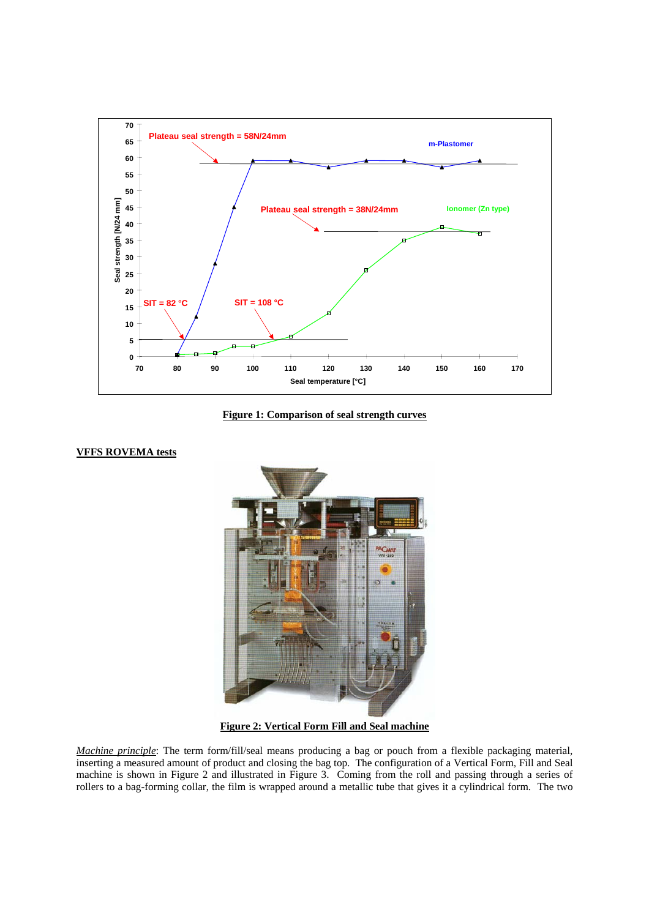**Figure 1: Comparison of seal strength curves**

**VFFS ROVEMA tests**

**Figure 2: Vertical Form Fill and Seal machine**

*Machine principle*: The term form/fill/seal means producing a bag or pouch from a flexible packaging material, inserting a measured amount of product and closing the bag top. The configuration of a Vertical Form, Fill and Seal machine is shown in Figure 2 and illustrated in Figure 3. Coming from the roll and passing through a series of rollers to a bag-forming collar, the film is wrapped around a metallic tube that gives it a cylindrical form. The two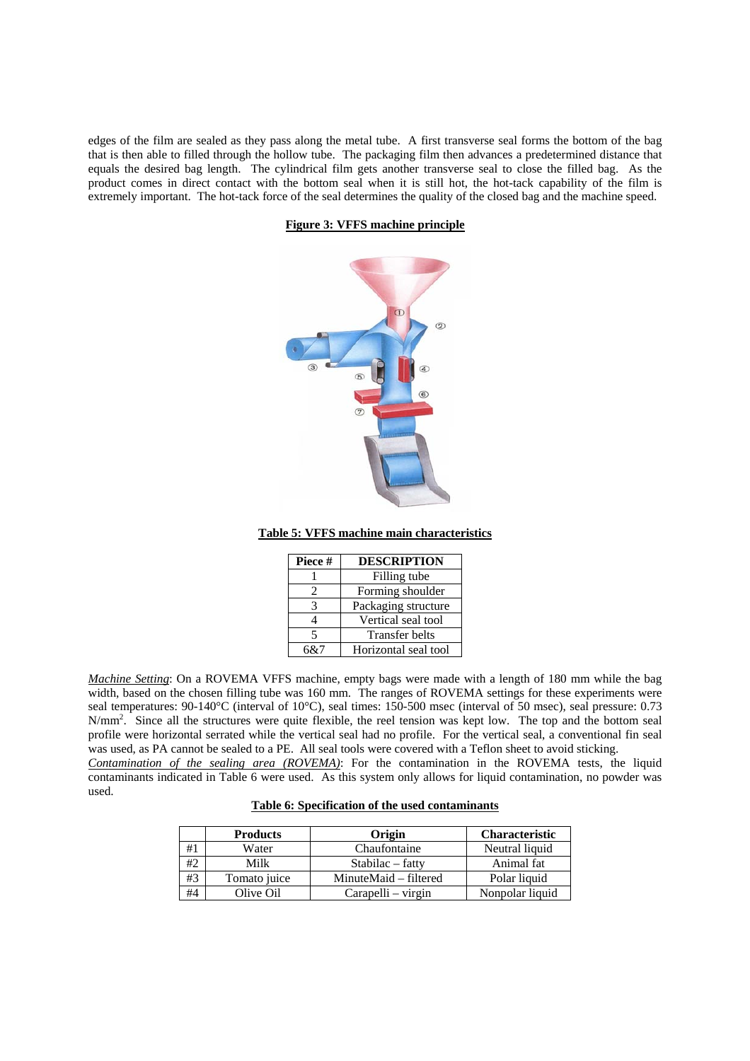edges of the film are sealed as they pass along the metal tube. A first transverse seal forms the bottom of the bag that is then able to filled through the hollow tube. The packaging film then advances a predetermined distance that equals the desired bag length. The cylindrical film gets another transverse seal to close the filled bag. As the product comes in direct contact with the bottom seal when it is still hot, the hot-tack capability of the film is extremely important. The hot-tack force of the seal determines the quality of the closed bag and the machine speed.

**Figure 3: VFFS machine principle**

**Table 5: VFFS machine main characteristics**

| Piece # | DESCRIPTION |
|---|---|
| 1 | Filling tube |
| 2 | Forming shoulder |
| 3 | Packaging structure |
| 4 | Vertical seal tool |
| 5 | Transfer belts |
| 6&7 | Horizontal seal tool |

*Machine Setting*: On a ROVEMA VFFS machine, empty bags were made with a length of 180 mm while the bag width, based on the chosen filling tube was 160 mm. The ranges of ROVEMA settings for these experiments were seal temperatures: 90-140°C (interval of 10°C), seal times: 150-500 msec (interval of 50 msec), seal pressure: 0.73 $N/mm^2$. Since all the structures were quite flexible, the reel tension was kept low. The top and the bottom seal profile were horizontal serrated while the vertical seal had no profile. For the vertical seal, a conventional fin seal was used, as PA cannot be sealed to a PE. All seal tools were covered with a Teflon sheet to avoid sticking.

*Contamination of the sealing area (ROVEMA)*: For the contamination in the ROVEMA tests, the liquid contaminants indicated in Table 6 were used. As this system only allows for liquid contamination, no powder was used.

**Table 6: Specification of the used contaminants**

| | Products | Origin | Characteristic |
|---|---|---|---|
| #1 | Water | Chaufontaine | Neutral liquid |
| #2 | Milk | Stabilac – fatty | Animal fat |
| #3 | Tomato juice | MinuteMaid – filtered | Polar liquid |
| #4 | Olive Oil | Carapelli – virgin | Nonpolar liquid |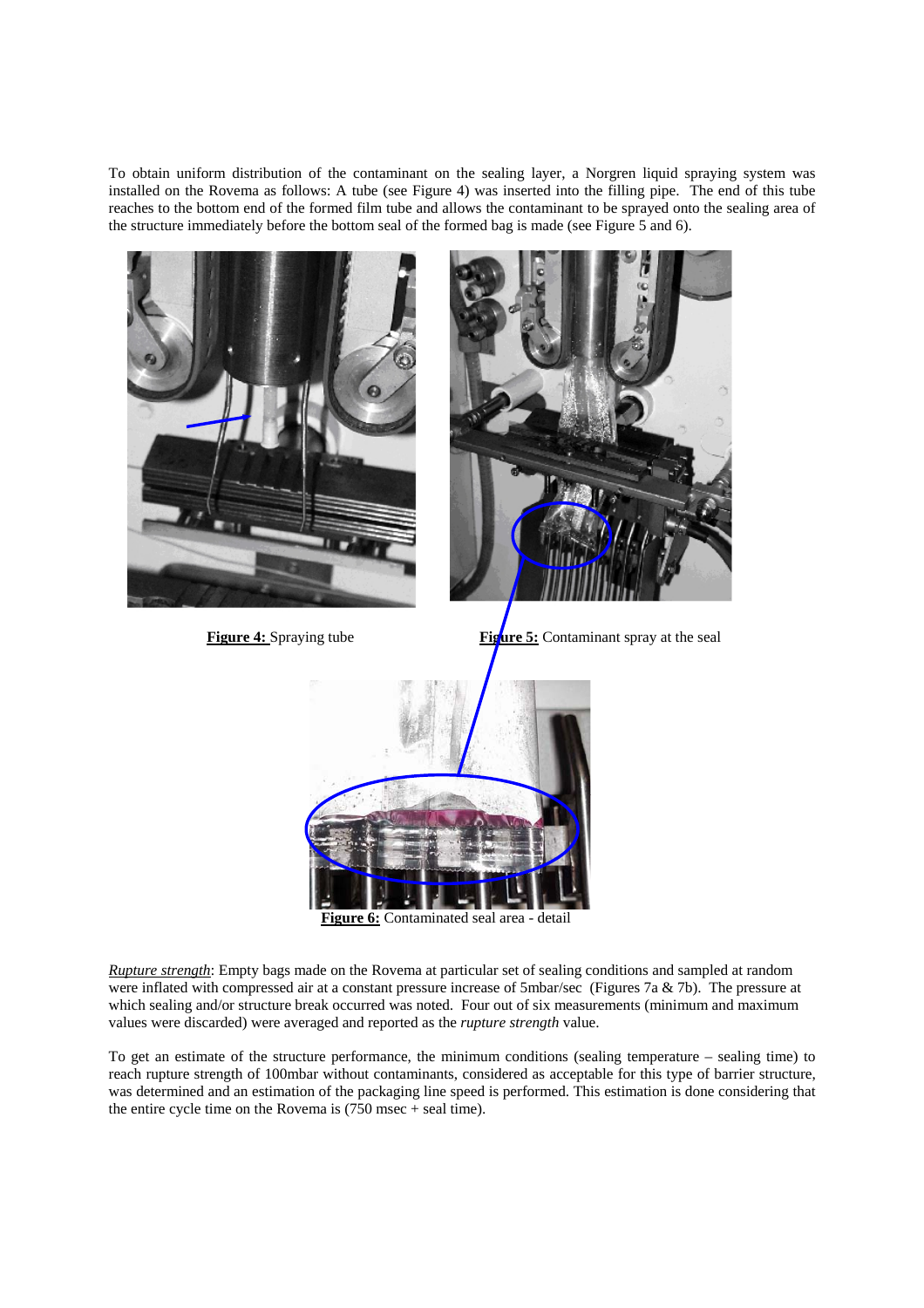To obtain uniform distribution of the contaminant on the sealing layer, a Norgren liquid spraying system was installed on the Rovema as follows: A tube (see Figure 4) was inserted into the filling pipe. The end of this tube reaches to the bottom end of the formed film tube and allows the contaminant to be sprayed onto the sealing area of the structure immediately before the bottom seal of the formed bag is made (see Figure 5 and 6).

**Figure 4:** Spraying tube

**Figure 5:** Contaminant spray at the seal

**Figure 6:** Contaminated seal area - detail

*Rupture strength*: Empty bags made on the Rovema at particular set of sealing conditions and sampled at random were inflated with compressed air at a constant pressure increase of 5mbar/sec (Figures 7a & 7b). The pressure at which sealing and/or structure break occurred was noted. Four out of six measurements (minimum and maximum values were discarded) were averaged and reported as the *rupture strength* value.

To get an estimate of the structure performance, the minimum conditions (sealing temperature – sealing time) to reach rupture strength of 100mbar without contaminants, considered as acceptable for this type of barrier structure, was determined and an estimation of the packaging line speed is performed. This estimation is done considering that the entire cycle time on the Rovema is (750 msec + seal time).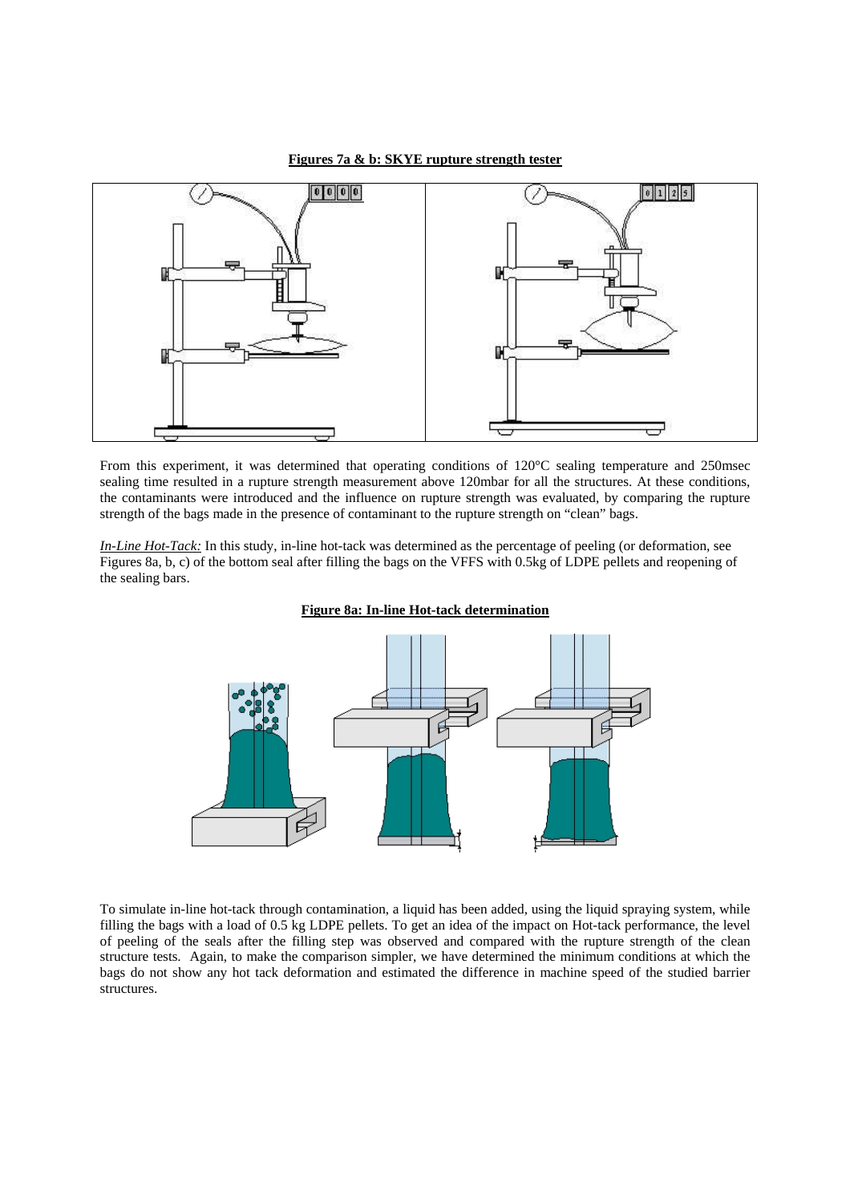**Figures 7a & b: SKYE rupture strength tester**

From this experiment, it was determined that operating conditions of 120°C sealing temperature and 250msec sealing time resulted in a rupture strength measurement above 120mbar for all the structures. At these conditions, the contaminants were introduced and the influence on rupture strength was evaluated, by comparing the rupture strength of the bags made in the presence of contaminant to the rupture strength on "clean" bags.

*In-Line Hot-Tack:* In this study, in-line hot-tack was determined as the percentage of peeling (or deformation, see Figures 8a, b, c) of the bottom seal after filling the bags on the VFFS with 0.5kg of LDPE pellets and reopening of the sealing bars.

**Figure 8a: In-line Hot-tack determination**

To simulate in-line hot-tack through contamination, a liquid has been added, using the liquid spraying system, while filling the bags with a load of 0.5 kg LDPE pellets. To get an idea of the impact on Hot-tack performance, the level of peeling of the seals after the filling step was observed and compared with the rupture strength of the clean structure tests. Again, to make the comparison simpler, we have determined the minimum conditions at which the bags do not show any hot tack deformation and estimated the difference in machine speed of the studied barrier structures.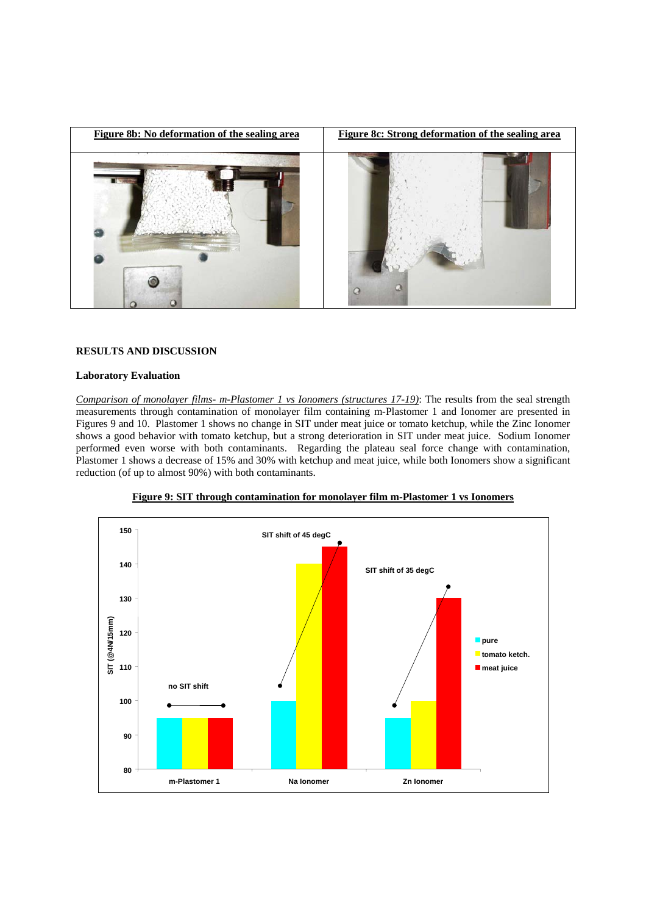| Figure 8b: No deformation of the sealing area | Figure 8c: Strong deformation of the sealing area |
|---|---|
| | |

## RESULTS AND DISCUSSION

### Laboratory Evaluation

*Comparison of monolayer films- m-Plastomer 1 vs Ionomers (structures 17-19)*: The results from the seal strength measurements through contamination of monolayer film containing m-Plastomer 1 and Ionomer are presented in Figures 9 and 10. Plastomer 1 shows no change in SIT under meat juice or tomato ketchup, while the Zinc Ionomer shows a good behavior with tomato ketchup, but a strong deterioration in SIT under meat juice. Sodium Ionomer performed even worse with both contaminants. Regarding the plateau seal force change with contamination, Plastomer 1 shows a decrease of 15% and 30% with ketchup and meat juice, while both Ionomers show a significant reduction (of up to almost 90%) with both contaminants.

**Figure 9: SIT through contamination for monolayer film m-Plastomer 1 vs Ionomers**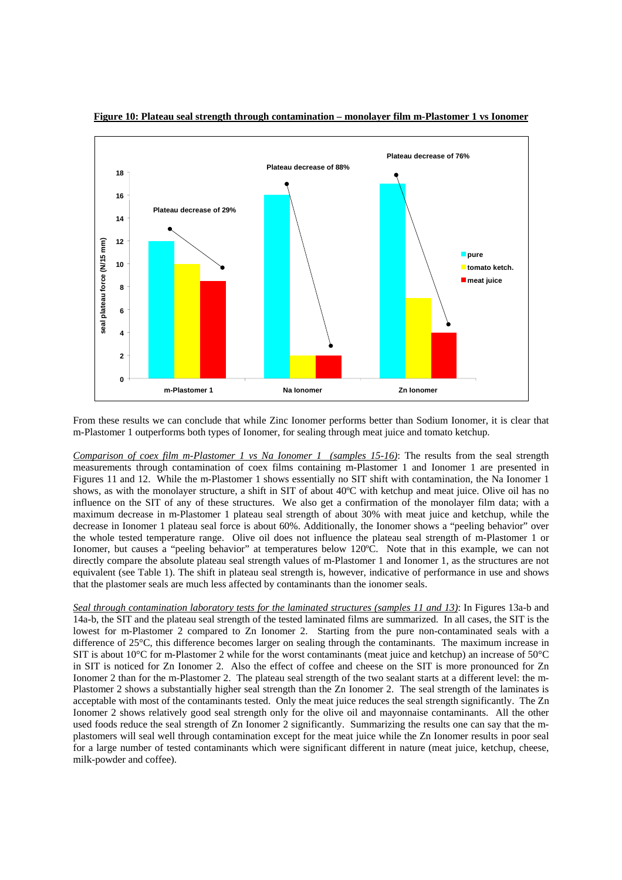**Figure 10: Plateau seal strength through contamination – monolayer film m-Plastomer 1 vs Ionomer**

From these results we can conclude that while Zinc Ionomer performs better than Sodium Ionomer, it is clear that m-Plastomer 1 outperforms both types of Ionomer, for sealing through meat juice and tomato ketchup.

*Comparison of coex film m-Plastomer 1 vs Na Ionomer 1 (samples 15-16)*: The results from the seal strength measurements through contamination of coex films containing m-Plastomer 1 and Ionomer 1 are presented in Figures 11 and 12. While the m-Plastomer 1 shows essentially no SIT shift with contamination, the Na Ionomer 1 shows, as with the monolayer structure, a shift in SIT of about 40ºC with ketchup and meat juice. Olive oil has no influence on the SIT of any of these structures. We also get a confirmation of the monolayer film data; with a maximum decrease in m-Plastomer 1 plateau seal strength of about 30% with meat juice and ketchup, while the decrease in Ionomer 1 plateau seal force is about 60%. Additionally, the Ionomer shows a "peeling behavior" over the whole tested temperature range. Olive oil does not influence the plateau seal strength of m-Plastomer 1 or Ionomer, but causes a "peeling behavior" at temperatures below 120ºC. Note that in this example, we can not directly compare the absolute plateau seal strength values of m-Plastomer 1 and Ionomer 1, as the structures are not equivalent (see Table 1). The shift in plateau seal strength is, however, indicative of performance in use and shows that the plastomer seals are much less affected by contaminants than the ionomer seals.

*Seal through contamination laboratory tests for the laminated structures (samples 11 and 13)*: In Figures 13a-b and 14a-b, the SIT and the plateau seal strength of the tested laminated films are summarized. In all cases, the SIT is the lowest for m-Plastomer 2 compared to Zn Ionomer 2. Starting from the pure non-contaminated seals with a difference of 25°C, this difference becomes larger on sealing through the contaminants. The maximum increase in SIT is about 10°C for m-Plastomer 2 while for the worst contaminants (meat juice and ketchup) an increase of 50°C in SIT is noticed for Zn Ionomer 2. Also the effect of coffee and cheese on the SIT is more pronounced for Zn Ionomer 2 than for the m-Plastomer 2. The plateau seal strength of the two sealant starts at a different level: the m-Plastomer 2 shows a substantially higher seal strength than the Zn Ionomer 2. The seal strength of the laminates is acceptable with most of the contaminants tested. Only the meat juice reduces the seal strength significantly. The Zn Ionomer 2 shows relatively good seal strength only for the olive oil and mayonnaise contaminants. All the other used foods reduce the seal strength of Zn Ionomer 2 significantly. Summarizing the results one can say that the m-plastomers will seal well through contamination except for the meat juice while the Zn Ionomer results in poor seal for a large number of tested contaminants which were significant different in nature (meat juice, ketchup, cheese, milk-powder and coffee).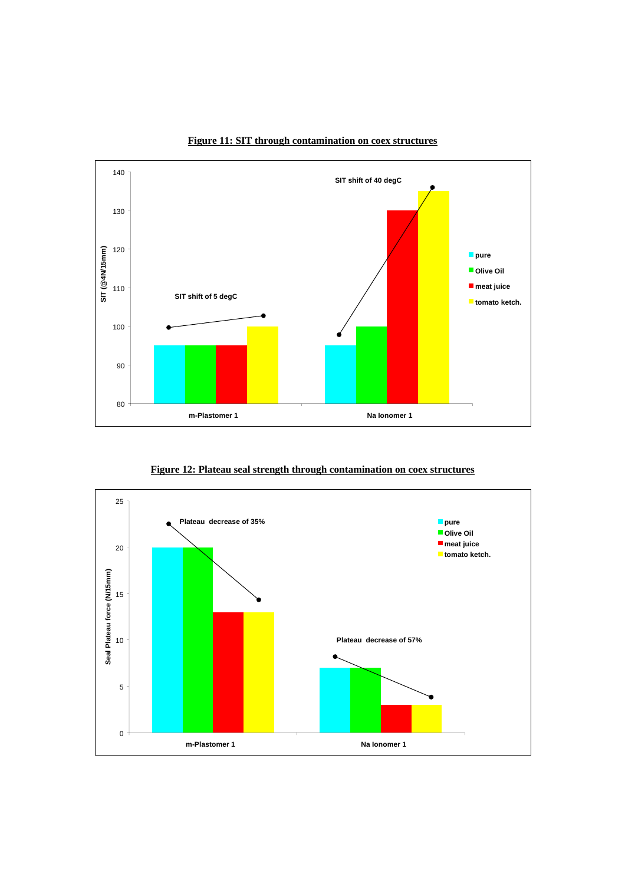**Figure 11: SIT through contamination on coex structures**

**Figure 12: Plateau seal strength through contamination on coex structures**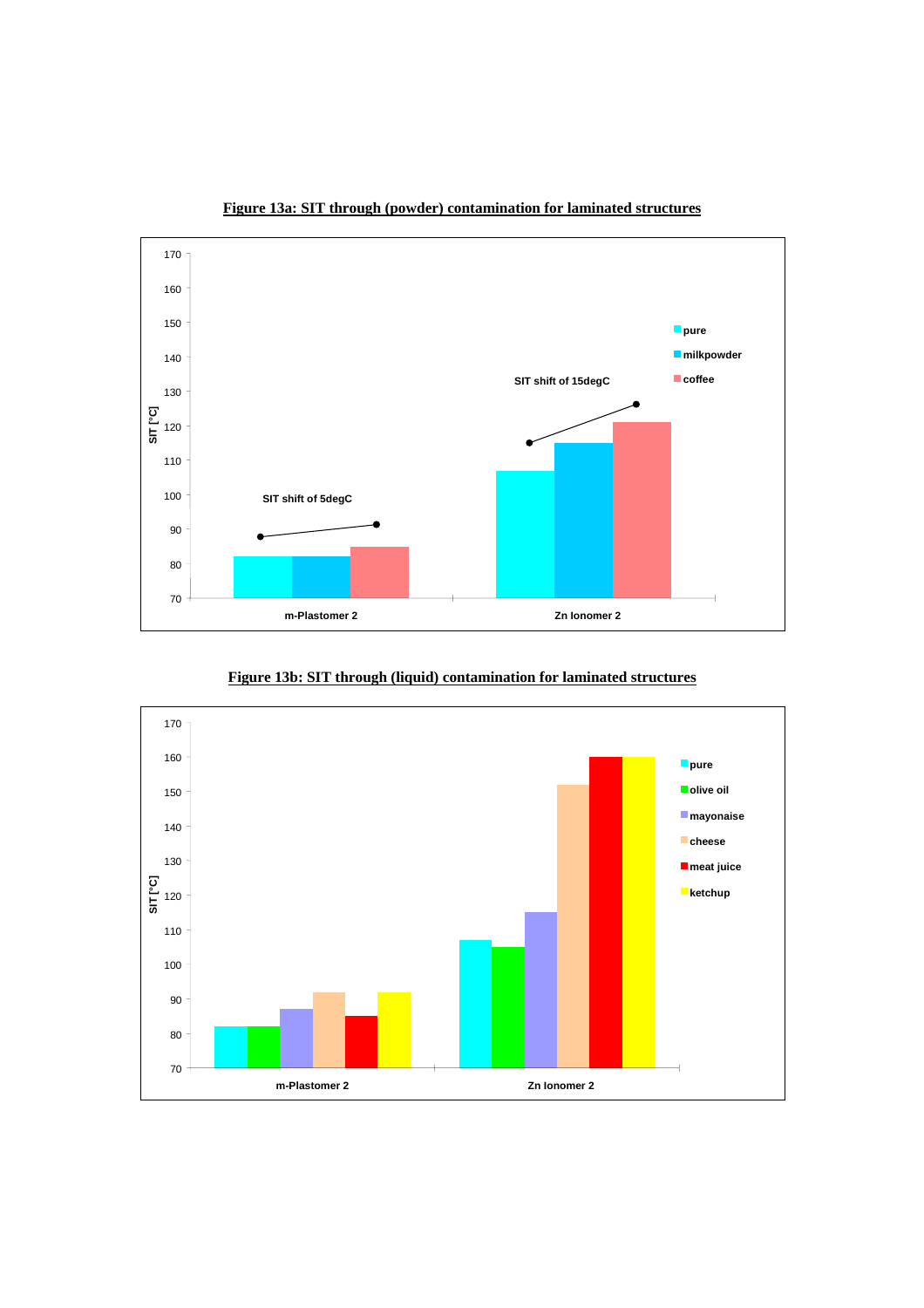**Figure 13a: SIT through (powder) contamination for laminated structures**

**Figure 13b: SIT through (liquid) contamination for laminated structures**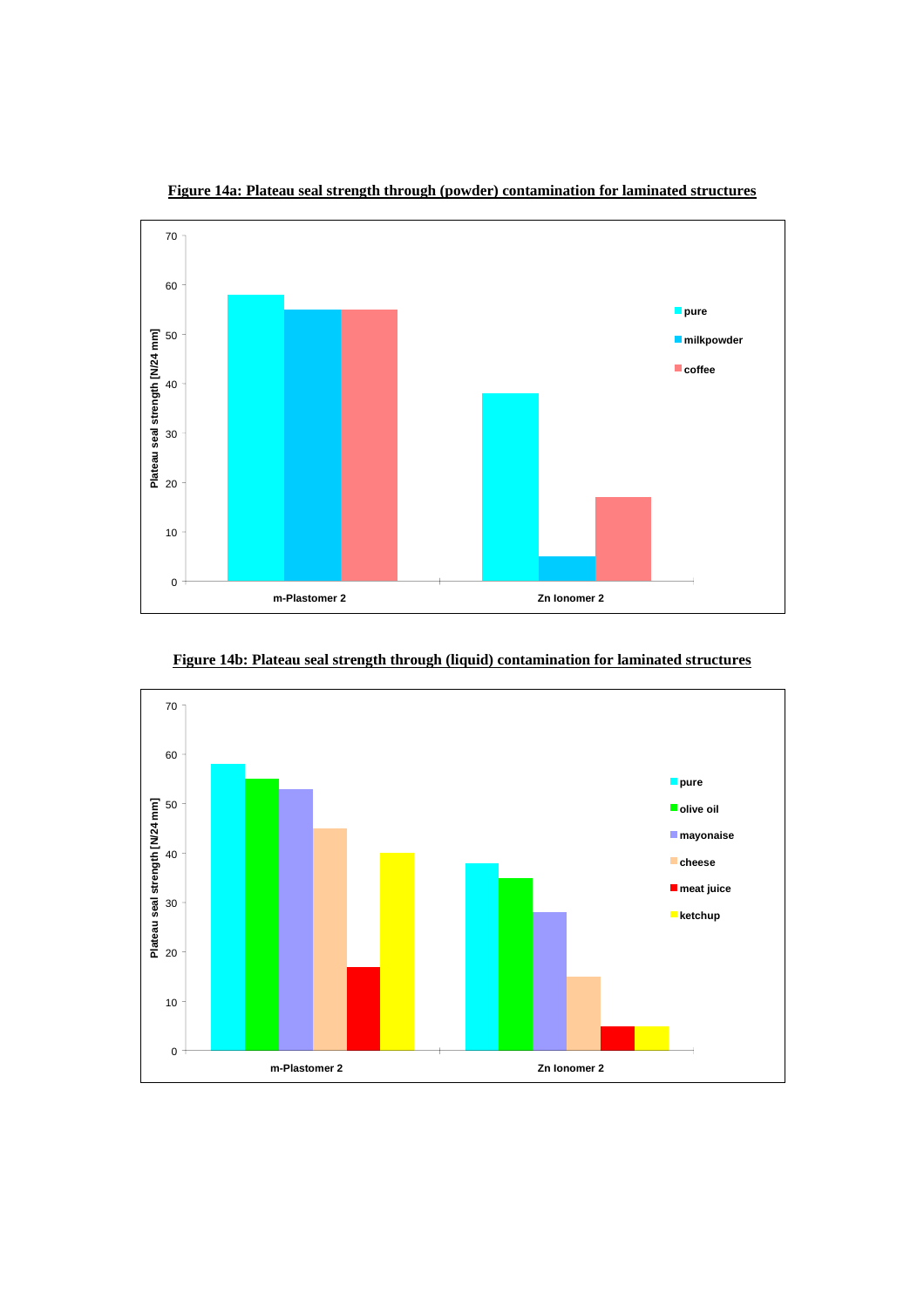**Figure 14a: Plateau seal strength through (powder) contamination for laminated structures**

**Figure 14b: Plateau seal strength through (liquid) contamination for laminated structures**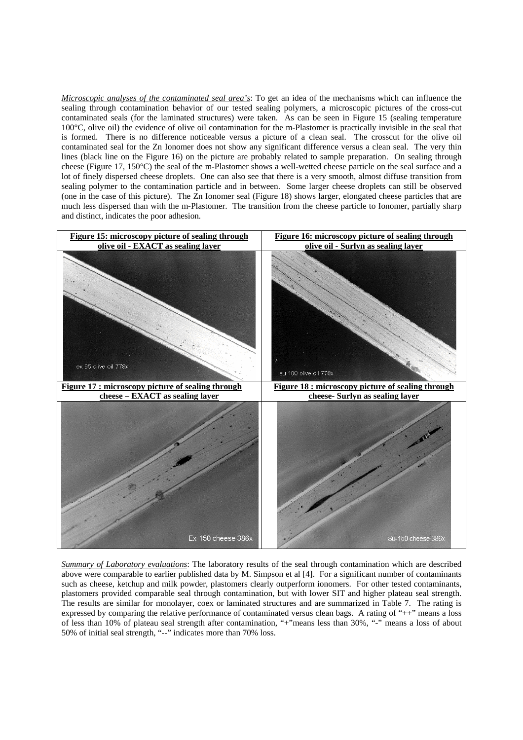*Microscopic analyses of the contaminated seal area's*: To get an idea of the mechanisms which can influence the sealing through contamination behavior of our tested sealing polymers, a microscopic pictures of the cross-cut contaminated seals (for the laminated structures) were taken. As can be seen in Figure 15 (sealing temperature 100°C, olive oil) the evidence of olive oil contamination for the m-Plastomer is practically invisible in the seal that is formed. There is no difference noticeable versus a picture of a clean seal. The crosscut for the olive oil contaminated seal for the Zn Ionomer does not show any significant difference versus a clean seal. The very thin lines (black line on the Figure 16) on the picture are probably related to sample preparation. On sealing through cheese (Figure 17, 150°C) the seal of the m-Plastomer shows a well-wetted cheese particle on the seal surface and a lot of finely dispersed cheese droplets. One can also see that there is a very smooth, almost diffuse transition from sealing polymer to the contamination particle and in between. Some larger cheese droplets can still be observed (one in the case of this picture). The Zn Ionomer seal (Figure 18) shows larger, elongated cheese particles that are much less dispersed than with the m-Plastomer. The transition from the cheese particle to Ionomer, partially sharp and distinct, indicates the poor adhesion.

**Figure 15: microscopy picture of sealing through olive oil - EXACT as sealing layer**

**Figure 16: microscopy picture of sealing through olive oil - Surlyn as sealing layer**

**Figure 17 : microscopy picture of sealing through cheese – EXACT as sealing layer**

**Figure 18 : microscopy picture of sealing through cheese- Surlyn as sealing layer**

*Summary of Laboratory evaluations*: The laboratory results of the seal through contamination which are described above were comparable to earlier published data by M. Simpson et al [4]. For a significant number of contaminants such as cheese, ketchup and milk powder, plastomers clearly outperform ionomers. For other tested contaminants, plastomers provided comparable seal through contamination, but with lower SIT and higher plateau seal strength. The results are similar for monolayer, coex or laminated structures and are summarized in Table 7. The rating is expressed by comparing the relative performance of contaminated versus clean bags. A rating of "++" means a loss of less than 10% of plateau seal strength after contamination, "+"means less than 30%, "-" means a loss of about 50% of initial seal strength, "--" indicates more than 70% loss.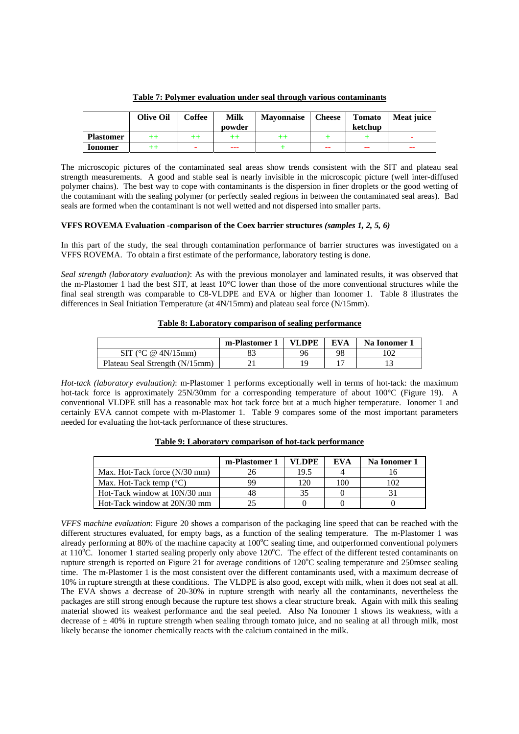**Table 7: Polymer evaluation under seal through various contaminants**

| | Olive Oil | Coffee | Milk powder | Mayonnaise | Cheese | Tomato ketchup | Meat juice |
|---|---|---|---|---|---|---|---|
| **Plastomer** | ++ | ++ | ++ | ++ | + | + | - |
| **Ionomer** | ++ | - | --- | + | -- | -- | -- |

The microscopic pictures of the contaminated seal areas show trends consistent with the SIT and plateau seal strength measurements. A good and stable seal is nearly invisible in the microscopic picture (well inter-diffused polymer chains). The best way to cope with contaminants is the dispersion in finer droplets or the good wetting of the contaminant with the sealing polymer (or perfectly sealed regions in between the contaminated seal areas). Bad seals are formed when the contaminant is not well wetted and not dispersed into smaller parts.

**VFFS ROVEMA Evaluation -comparison of the Coex barrier structures *(samples 1, 2, 5, 6)***

In this part of the study, the seal through contamination performance of barrier structures was investigated on a VFFS ROVEMA. To obtain a first estimate of the performance, laboratory testing is done.

*Seal strength (laboratory evaluation)*: As with the previous monolayer and laminated results, it was observed that the m-Plastomer 1 had the best SIT, at least 10°C lower than those of the more conventional structures while the final seal strength was comparable to C8-VLDPE and EVA or higher than Ionomer 1. Table 8 illustrates the differences in Seal Initiation Temperature (at 4N/15mm) and plateau seal force (N/15mm).

**Table 8: Laboratory comparison of sealing performance**

| | m-Plastomer 1 | VLDPE | EVA | Na Ionomer 1 |
|---|---|---|---|---|
| SIT (°C @ 4N/15mm) | 83 | 96 | 98 | 102 |
| Plateau Seal Strength (N/15mm) | 21 | 19 | 17 | 13 |

*Hot-tack (laboratory evaluation)*: m-Plastomer 1 performs exceptionally well in terms of hot-tack: the maximum hot-tack force is approximately 25N/30mm for a corresponding temperature of about 100°C (Figure 19). A conventional VLDPE still has a reasonable max hot tack force but at a much higher temperature. Ionomer 1 and certainly EVA cannot compete with m-Plastomer 1. Table 9 compares some of the most important parameters needed for evaluating the hot-tack performance of these structures.

**Table 9: Laboratory comparison of hot-tack performance**

| | m-Plastomer 1 | VLDPE | EVA | Na Ionomer 1 |
|---|---|---|---|---|
| Max. Hot-Tack force (N/30 mm) | 26 | 19.5 | 4 | 16 |
| Max. Hot-Tack temp (°C) | 99 | 120 | 100 | 102 |
| Hot-Tack window at 10N/30 mm | 48 | 35 | 0 | 31 |
| Hot-Tack window at 20N/30 mm | 25 | 0 | 0 | 0 |

*VFFS machine evaluation*: Figure 20 shows a comparison of the packaging line speed that can be reached with the different structures evaluated, for empty bags, as a function of the sealing temperature. The m-Plastomer 1 was already performing at 80% of the machine capacity at 100°C sealing time, and outperformed conventional polymers at 110°C. Ionomer 1 started sealing properly only above 120°C. The effect of the different tested contaminants on rupture strength is reported on Figure 21 for average conditions of 120°C sealing temperature and 250msec sealing time. The m-Plastomer 1 is the most consistent over the different contaminants used, with a maximum decrease of 10% in rupture strength at these conditions. The VLDPE is also good, except with milk, when it does not seal at all. The EVA shows a decrease of 20-30% in rupture strength with nearly all the contaminants, nevertheless the packages are still strong enough because the rupture test shows a clear structure break. Again with milk this sealing material showed its weakest performance and the seal peeled. Also Na Ionomer 1 shows its weakness, with a decrease of ± 40% in rupture strength when sealing through tomato juice, and no sealing at all through milk, most likely because the ionomer chemically reacts with the calcium contained in the milk.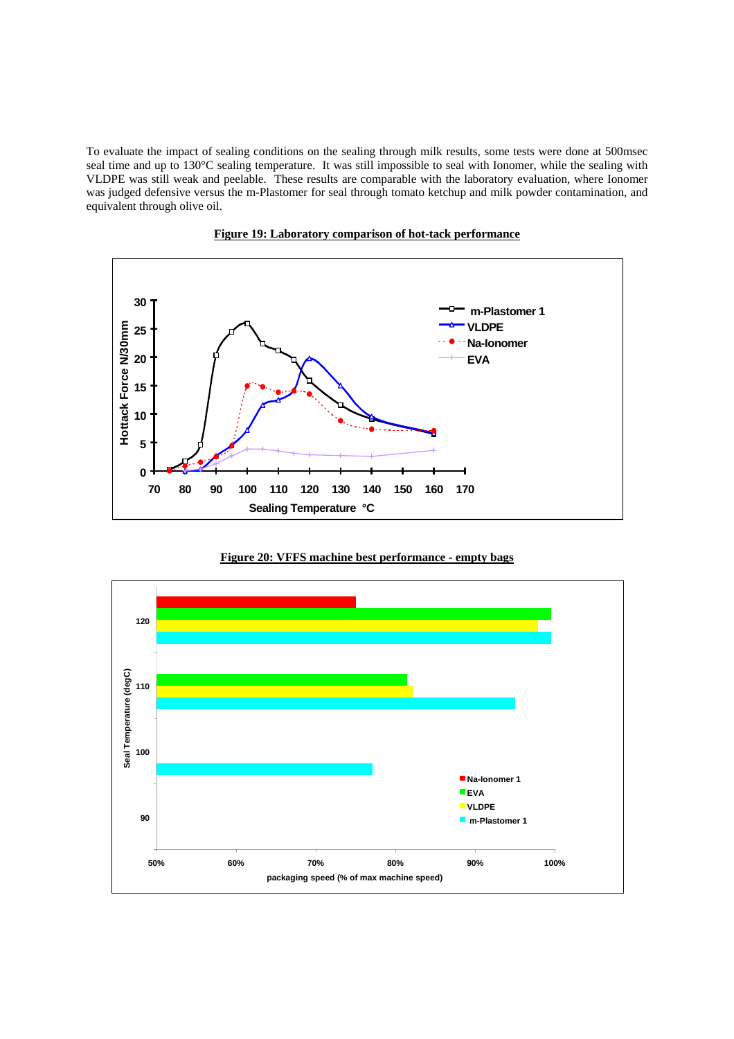To evaluate the impact of sealing conditions on the sealing through milk results, some tests were done at 500msec seal time and up to 130°C sealing temperature. It was still impossible to seal with Ionomer, while the sealing with VLDPE was still weak and peelable. These results are comparable with the laboratory evaluation, where Ionomer was judged defensive versus the m-Plastomer for seal through tomato ketchup and milk powder contamination, and equivalent through olive oil.

**Figure 19: Laboratory comparison of hot-tack performance**

**Figure 20: VFFS machine best performance - empty bags**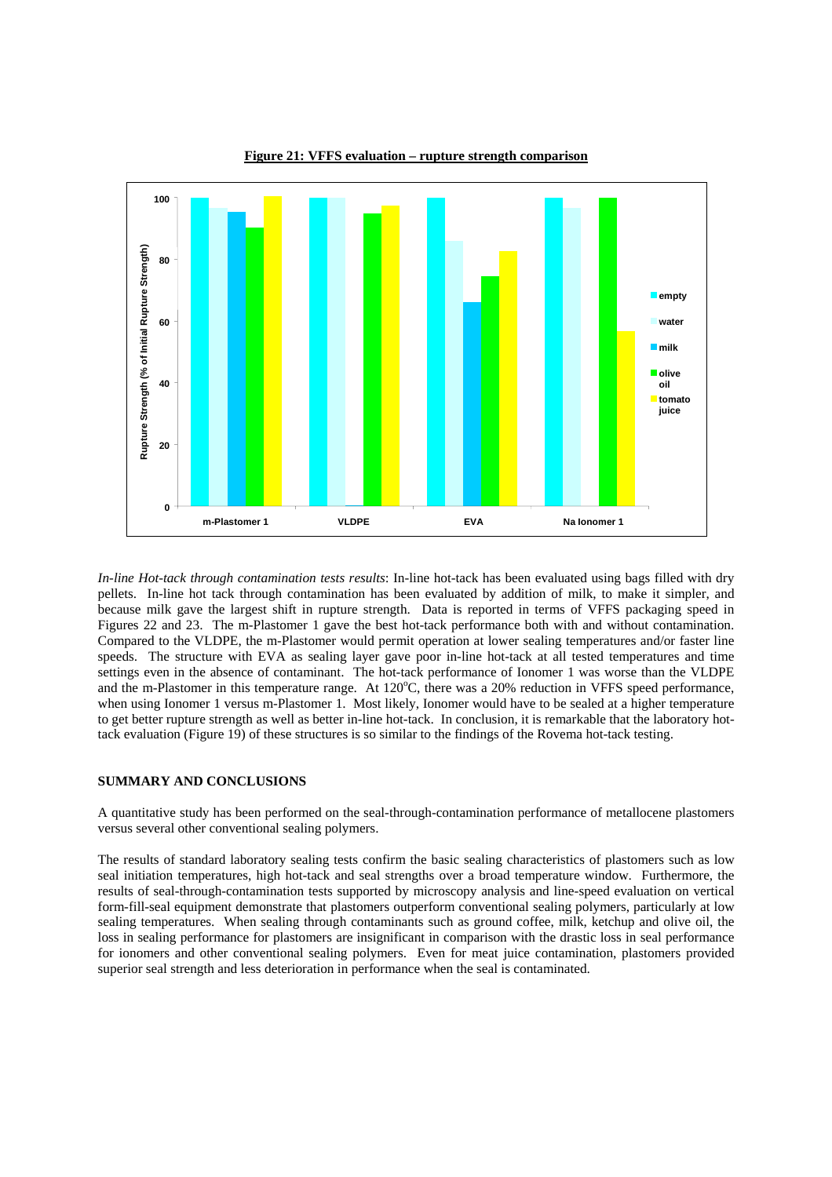**Figure 21: VFFS evaluation – rupture strength comparison**

*In-line Hot-tack through contamination tests results*: In-line hot-tack has been evaluated using bags filled with dry pellets. In-line hot tack through contamination has been evaluated by addition of milk, to make it simpler, and because milk gave the largest shift in rupture strength. Data is reported in terms of VFFS packaging speed in Figures 22 and 23. The m-Plastomer 1 gave the best hot-tack performance both with and without contamination. Compared to the VLDPE, the m-Plastomer would permit operation at lower sealing temperatures and/or faster line speeds. The structure with EVA as sealing layer gave poor in-line hot-tack at all tested temperatures and time settings even in the absence of contaminant. The hot-tack performance of Ionomer 1 was worse than the VLDPE and the m-Plastomer in this temperature range. At 120°C, there was a 20% reduction in VFFS speed performance, when using Ionomer 1 versus m-Plastomer 1. Most likely, Ionomer would have to be sealed at a higher temperature to get better rupture strength as well as better in-line hot-tack. In conclusion, it is remarkable that the laboratory hot-tack evaluation (Figure 19) of these structures is so similar to the findings of the Rovema hot-tack testing.

## SUMMARY AND CONCLUSIONS

A quantitative study has been performed on the seal-through-contamination performance of metallocene plastomers versus several other conventional sealing polymers.

The results of standard laboratory sealing tests confirm the basic sealing characteristics of plastomers such as low seal initiation temperatures, high hot-tack and seal strengths over a broad temperature window. Furthermore, the results of seal-through-contamination tests supported by microscopy analysis and line-speed evaluation on vertical form-fill-seal equipment demonstrate that plastomers outperform conventional sealing polymers, particularly at low sealing temperatures. When sealing through contaminants such as ground coffee, milk, ketchup and olive oil, the loss in sealing performance for plastomers are insignificant in comparison with the drastic loss in seal performance for ionomers and other conventional sealing polymers. Even for meat juice contamination, plastomers provided superior seal strength and less deterioration in performance when the seal is contaminated.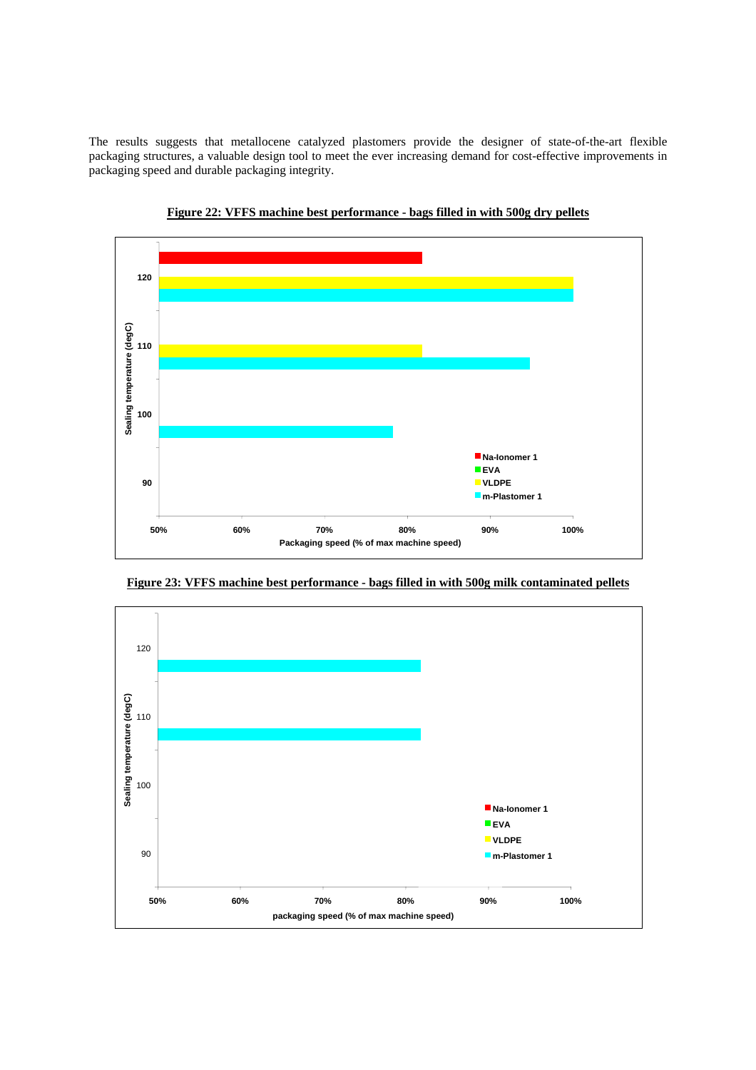The results suggests that metallocene catalyzed plastomers provide the designer of state-of-the-art flexible packaging structures, a valuable design tool to meet the ever increasing demand for cost-effective improvements in packaging speed and durable packaging integrity.

**Figure 22: VFFS machine best performance - bags filled in with 500g dry pellets**

**Figure 23: VFFS machine best performance - bags filled in with 500g milk contaminated pellets**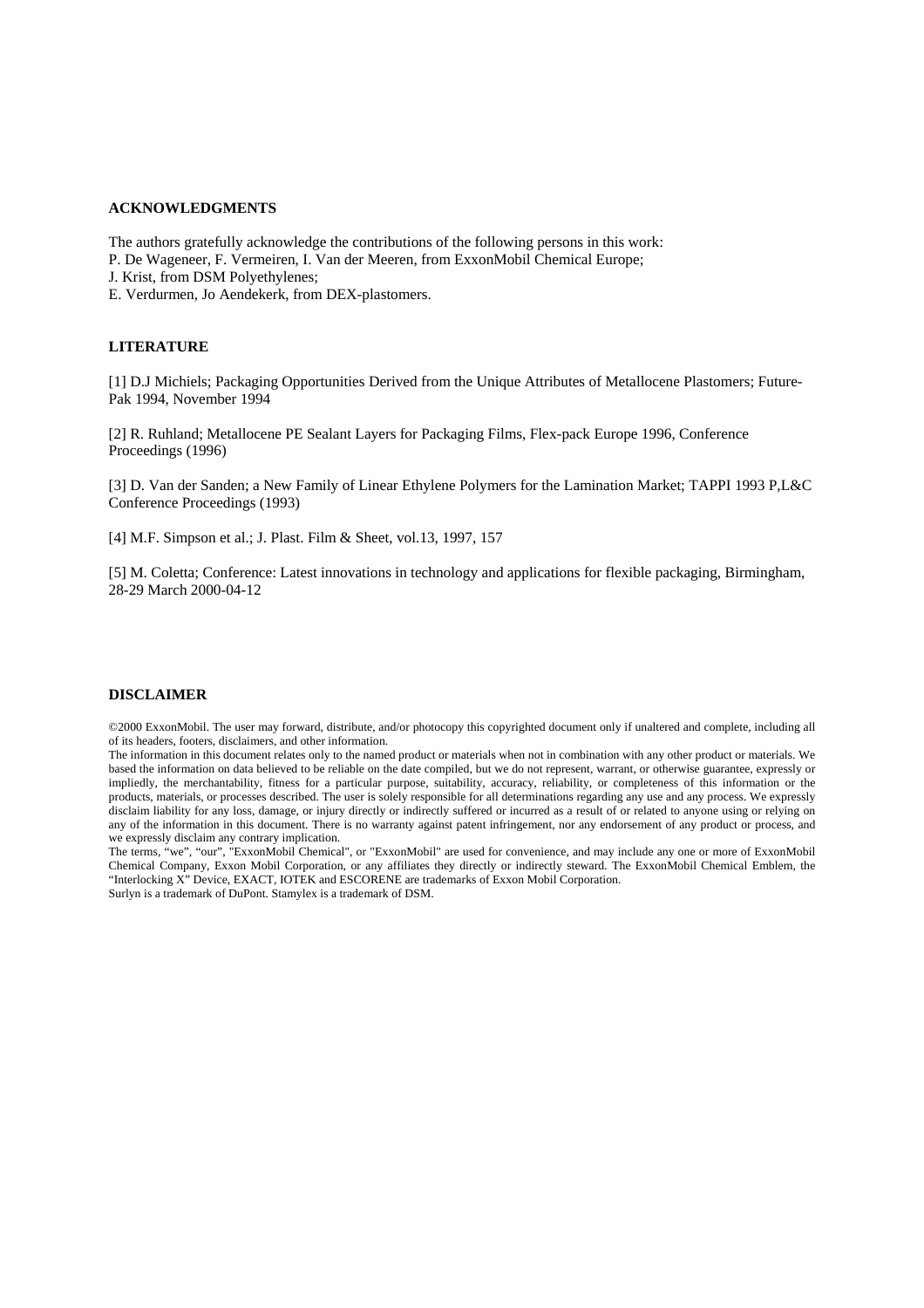## ACKNOWLEDGMENTS

The authors gratefully acknowledge the contributions of the following persons in this work:
P. De Wageneer, F. Vermeiren, I. Van der Meeren, from ExxonMobil Chemical Europe;
J. Krist, from DSM Polyethylenes;
E. Verdurmen, Jo Aendekerk, from DEX-plastomers.

## LITERATURE

[1] D.J Michiels; Packaging Opportunities Derived from the Unique Attributes of Metallocene Plastomers; Future-Pak 1994, November 1994

[2] R. Ruhland; Metallocene PE Sealant Layers for Packaging Films, Flex-pack Europe 1996, Conference Proceedings (1996)

[3] D. Van der Sanden; a New Family of Linear Ethylene Polymers for the Lamination Market; TAPPI 1993 P,L&C Conference Proceedings (1993)

[4] M.F. Simpson et al.; J. Plast. Film & Sheet, vol.13, 1997, 157

[5] M. Coletta; Conference: Latest innovations in technology and applications for flexible packaging, Birmingham, 28-29 March 2000-04-12

## DISCLAIMER

©2000 ExxonMobil. The user may forward, distribute, and/or photocopy this copyrighted document only if unaltered and complete, including all of its headers, footers, disclaimers, and other information.
The information in this document relates only to the named product or materials when not in combination with any other product or materials. We based the information on data believed to be reliable on the date compiled, but we do not represent, warrant, or otherwise guarantee, expressly or impliedly, the merchantability, fitness for a particular purpose, suitability, accuracy, reliability, or completeness of this information or the products, materials, or processes described. The user is solely responsible for all determinations regarding any use and any process. We expressly disclaim liability for any loss, damage, or injury directly or indirectly suffered or incurred as a result of or related to anyone using or relying on any of the information in this document. There is no warranty against patent infringement, nor any endorsement of any product or process, and we expressly disclaim any contrary implication.
The terms, "we", "our", "ExxonMobil Chemical", or "ExxonMobil" are used for convenience, and may include any one or more of ExxonMobil Chemical Company, Exxon Mobil Corporation, or any affiliates they directly or indirectly steward. The ExxonMobil Chemical Emblem, the "Interlocking X" Device, EXACT, IOTEK and ESCORENE are trademarks of Exxon Mobil Corporation.
Surlyn is a trademark of DuPont. Stamylex is a trademark of DSM.